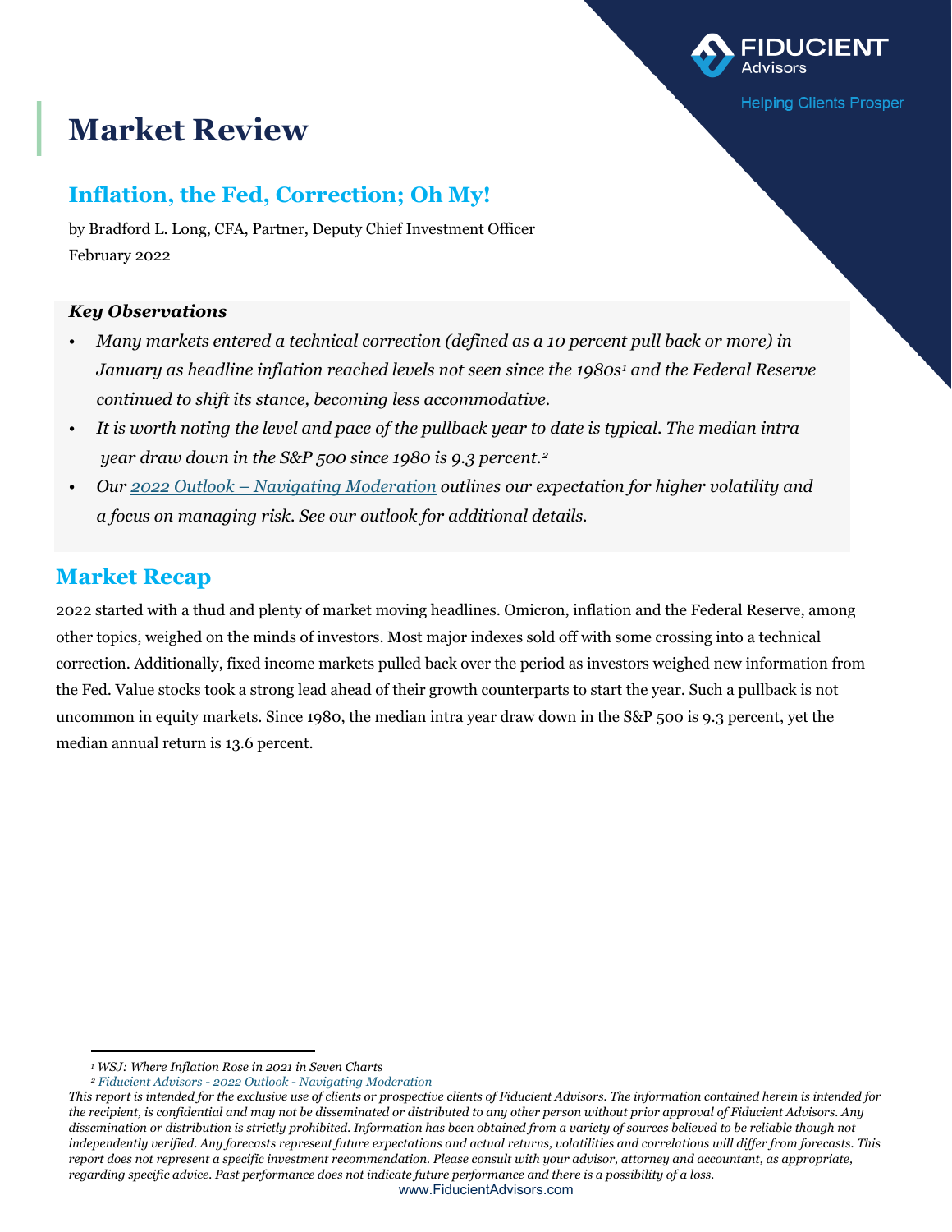# Market Review

## Inflation, the Fed, Correction; Oh My!

by Bradford L. Long, CFA, Partner, Deputy Chief Investment Officer
February 2022

***Key Observations***

- *Many markets entered a technical correction (defined as a 10 percent pull back or more) in January as headline inflation reached levels not seen since the 1980s[1] and the Federal Reserve continued to shift its stance, becoming less accommodative.*
- *It is worth noting the level and pace of the pullback year to date is typical. The median intra year draw down in the S&P 500 since 1980 is 9.3 percent.[2]*
- *Our 2022 Outlook – Navigating Moderation outlines our expectation for higher volatility and a focus on managing risk. See our outlook for additional details.*

## Market Recap

2022 started with a thud and plenty of market moving headlines. Omicron, inflation and the Federal Reserve, among other topics, weighed on the minds of investors. Most major indexes sold off with some crossing into a technical correction. Additionally, fixed income markets pulled back over the period as investors weighed new information from the Fed. Value stocks took a strong lead ahead of their growth counterparts to start the year. Such a pullback is not uncommon in equity markets. Since 1980, the median intra year draw down in the S&P 500 is 9.3 percent, yet the median annual return is 13.6 percent.

---

[1] *WSJ: Where Inflation Rose in 2021 in Seven Charts*
[2] *Fiducient Advisors - 2022 Outlook - Navigating Moderation*

*This report is intended for the exclusive use of clients or prospective clients of Fiducient Advisors. The information contained herein is intended for the recipient, is confidential and may not be disseminated or distributed to any other person without prior approval of Fiducient Advisors. Any dissemination or distribution is strictly prohibited. Information has been obtained from a variety of sources believed to be reliable though not independently verified. Any forecasts represent future expectations and actual returns, volatilities and correlations will differ from forecasts. This report does not represent a specific investment recommendation. Please consult with your advisor, attorney and accountant, as appropriate, regarding specific advice. Past performance does not indicate future performance and there is a possibility of a loss.*

www.FiducientAdvisors.com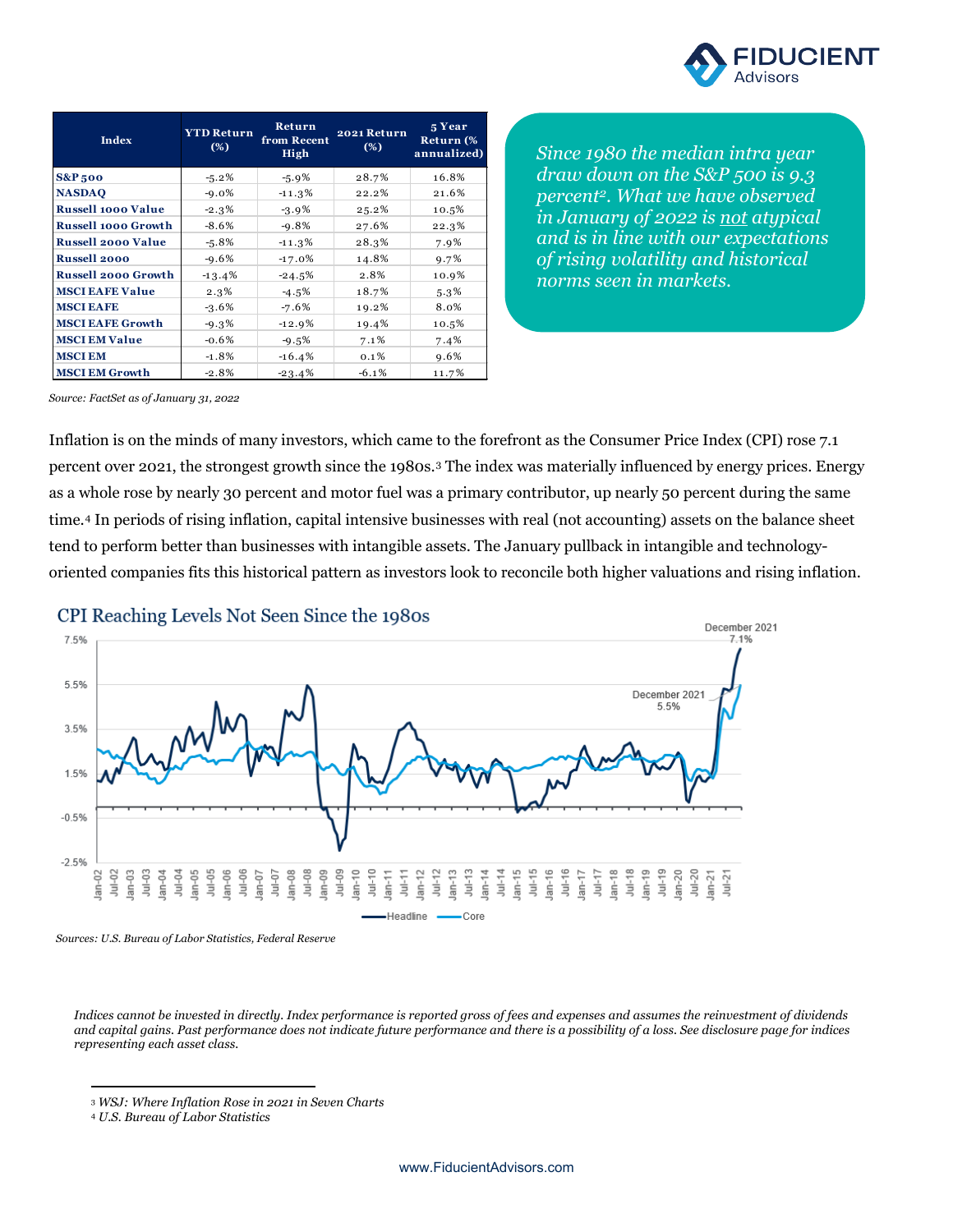| Index | YTD Return (%) | Return from Recent High | 2021 Return (%) | 5 Year Return (% annualized) |
|---|---|---|---|---|
| **S&P 500** | -5.2% | -5.9% | 28.7% | 16.8% |
| **NASDAQ** | -9.0% | -11.3% | 22.2% | 21.6% |
| **Russell 1000 Value** | -2.3% | -3.9% | 25.2% | 10.5% |
| **Russell 1000 Growth** | -8.6% | -9.8% | 27.6% | 22.3% |
| **Russell 2000 Value** | -5.8% | -11.3% | 28.3% | 7.9% |
| **Russell 2000** | -9.6% | -17.0% | 14.8% | 9.7% |
| **Russell 2000 Growth** | -13.4% | -24.5% | 2.8% | 10.9% |
| **MSCI EAFE Value** | 2.3% | -4.5% | 18.7% | 5.3% |
| **MSCI EAFE** | -3.6% | -7.6% | 19.2% | 8.0% |
| **MSCI EAFE Growth** | -9.3% | -12.9% | 19.4% | 10.5% |
| **MSCI EM Value** | -0.6% | -9.5% | 7.1% | 7.4% |
| **MSCI EM** | -1.8% | -16.4% | 0.1% | 9.6% |
| **MSCI EM Growth** | -2.8% | -23.4% | -6.1% | 11.7% |

*Source: FactSet as of January 31, 2022*

*Since 1980 the median intra year draw down on the S&P 500 is 9.3 percent[2]. What we have observed in January of 2022 is not atypical and is in line with our expectations of rising volatility and historical norms seen in markets.*

Inflation is on the minds of many investors, which came to the forefront as the Consumer Price Index (CPI) rose 7.1 percent over 2021, the strongest growth since the 1980s.[3] The index was materially influenced by energy prices. Energy as a whole rose by nearly 30 percent and motor fuel was a primary contributor, up nearly 50 percent during the same time.[4] In periods of rising inflation, capital intensive businesses with real (not accounting) assets on the balance sheet tend to perform better than businesses with intangible assets. The January pullback in intangible and technology-oriented companies fits this historical pattern as investors look to reconcile both higher valuations and rising inflation.

### CPI Reaching Levels Not Seen Since the 1980s

*Sources: U.S. Bureau of Labor Statistics, Federal Reserve*

*Indices cannot be invested in directly. Index performance is reported gross of fees and expenses and assumes the reinvestment of dividends and capital gains. Past performance does not indicate future performance and there is a possibility of a loss. See disclosure page for indices representing each asset class.*

[3] *WSJ: Where Inflation Rose in 2021 in Seven Charts*

[4] *U.S. Bureau of Labor Statistics*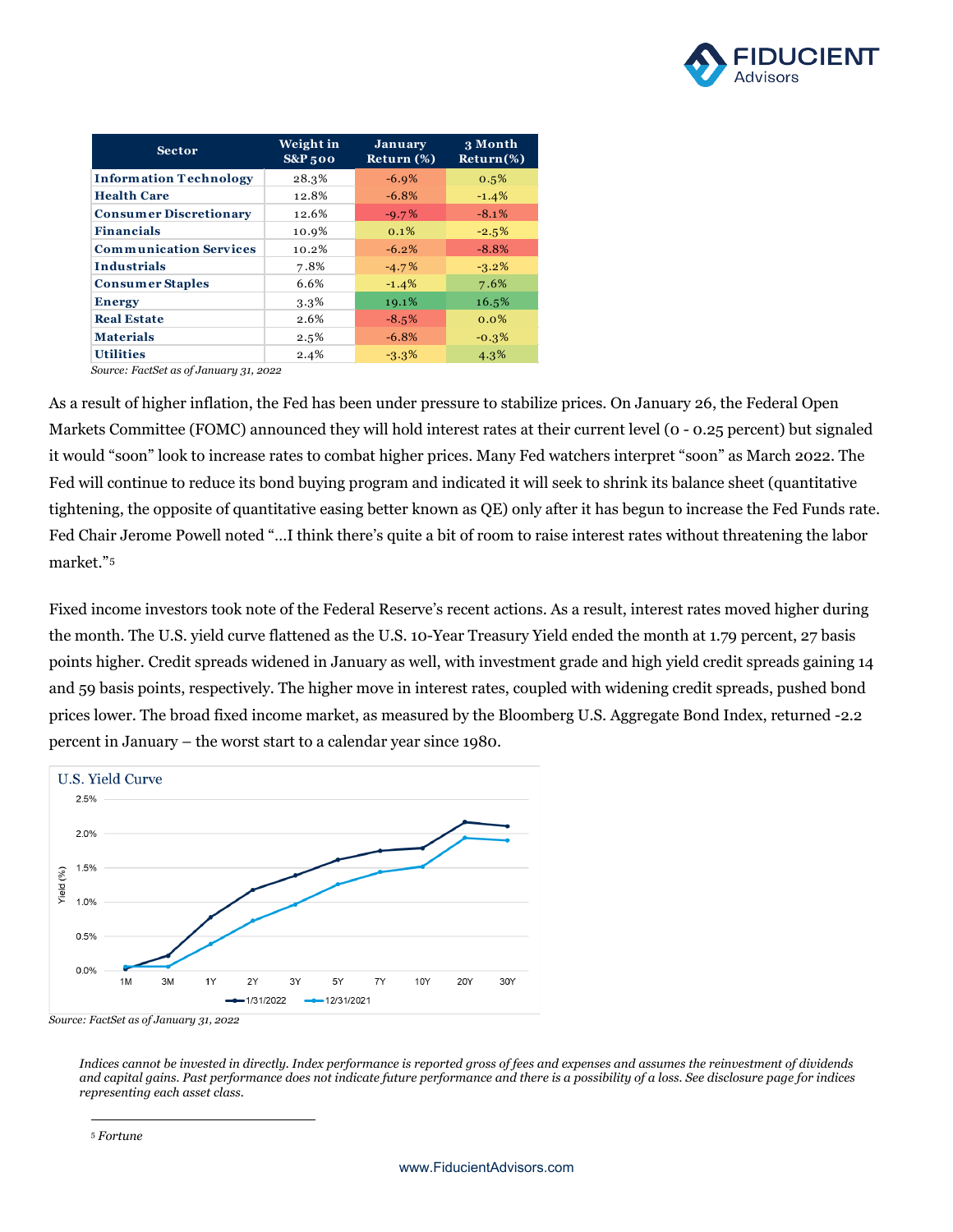| Sector | Weight in S&P 500 | January Return (%) | 3 Month Return(%) |
|---|---|---|---|
| **Information Technology** | 28.3% | -6.9% | 0.5% |
| **Health Care** | 12.8% | -6.8% | -1.4% |
| **Consumer Discretionary** | 12.6% | -9.7% | -8.1% |
| **Financials** | 10.9% | 0.1% | -2.5% |
| **Communication Services** | 10.2% | -6.2% | -8.8% |
| **Industrials** | 7.8% | -4.7% | -3.2% |
| **Consumer Staples** | 6.6% | -1.4% | 7.6% |
| **Energy** | 3.3% | 19.1% | 16.5% |
| **Real Estate** | 2.6% | -8.5% | 0.0% |
| **Materials** | 2.5% | -6.8% | -0.3% |
| **Utilities** | 2.4% | -3.3% | 4.3% |

*Source: FactSet as of January 31, 2022*

As a result of higher inflation, the Fed has been under pressure to stabilize prices. On January 26, the Federal Open Markets Committee (FOMC) announced they will hold interest rates at their current level (0 - 0.25 percent) but signaled it would "soon" look to increase rates to combat higher prices. Many Fed watchers interpret "soon" as March 2022. The Fed will continue to reduce its bond buying program and indicated it will seek to shrink its balance sheet (quantitative tightening, the opposite of quantitative easing better known as QE) only after it has begun to increase the Fed Funds rate. Fed Chair Jerome Powell noted "…I think there's quite a bit of room to raise interest rates without threatening the labor market."[5]

Fixed income investors took note of the Federal Reserve's recent actions. As a result, interest rates moved higher during the month. The U.S. yield curve flattened as the U.S. 10-Year Treasury Yield ended the month at 1.79 percent, 27 basis points higher. Credit spreads widened in January as well, with investment grade and high yield credit spreads gaining 14 and 59 basis points, respectively. The higher move in interest rates, coupled with widening credit spreads, pushed bond prices lower. The broad fixed income market, as measured by the Bloomberg U.S. Aggregate Bond Index, returned -2.2 percent in January – the worst start to a calendar year since 1980.

U.S. Yield Curve

*Source: FactSet as of January 31, 2022*

*Indices cannot be invested in directly. Index performance is reported gross of fees and expenses and assumes the reinvestment of dividends and capital gains. Past performance does not indicate future performance and there is a possibility of a loss. See disclosure page for indices representing each asset class.*

[5] *Fortune*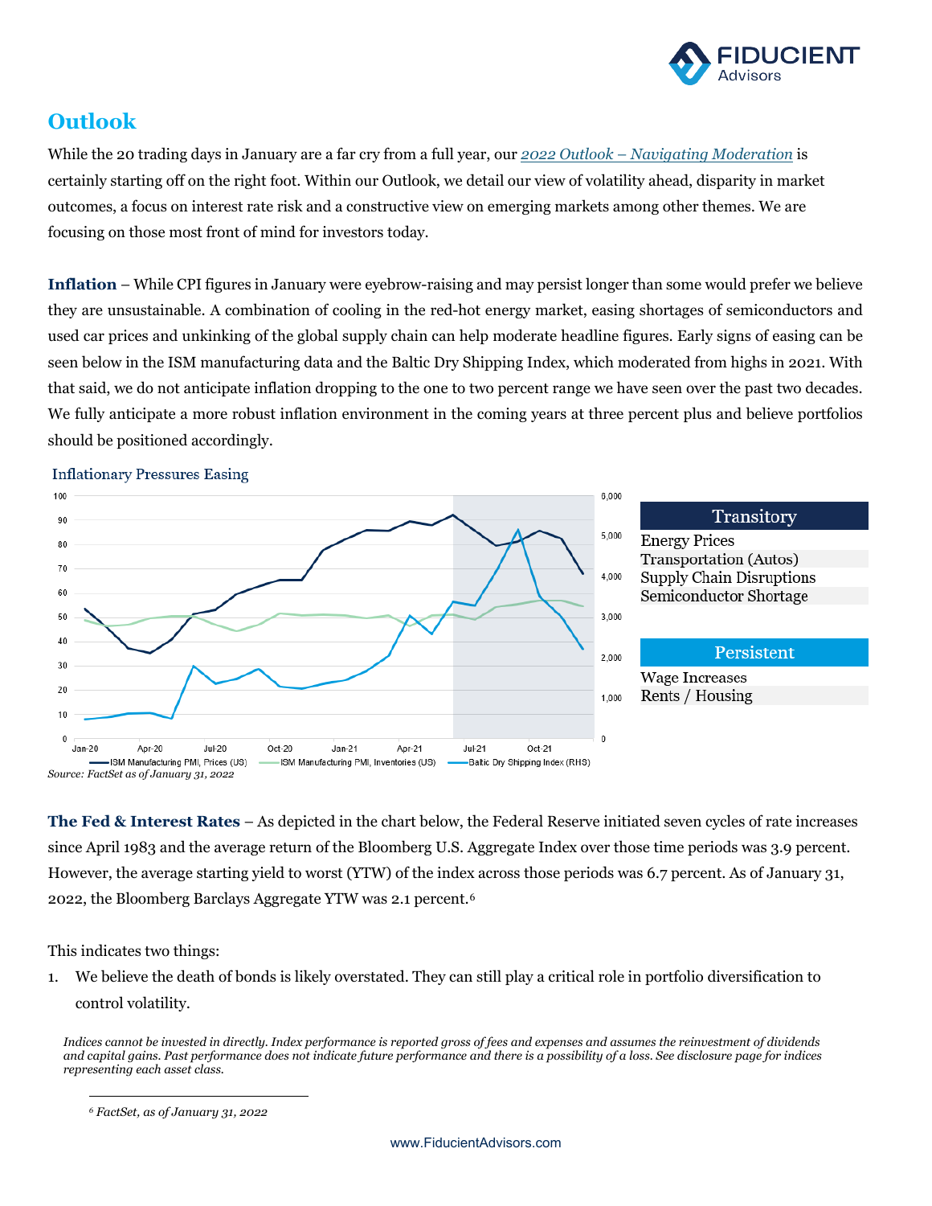## Outlook

While the 20 trading days in January are a far cry from a full year, our *2022 Outlook – Navigating Moderation* is certainly starting off on the right foot. Within our Outlook, we detail our view of volatility ahead, disparity in market outcomes, a focus on interest rate risk and a constructive view on emerging markets among other themes. We are focusing on those most front of mind for investors today.

**Inflation** – While CPI figures in January were eyebrow-raising and may persist longer than some would prefer we believe they are unsustainable. A combination of cooling in the red-hot energy market, easing shortages of semiconductors and used car prices and unkinking of the global supply chain can help moderate headline figures. Early signs of easing can be seen below in the ISM manufacturing data and the Baltic Dry Shipping Index, which moderated from highs in 2021. With that said, we do not anticipate inflation dropping to the one to two percent range we have seen over the past two decades. We fully anticipate a more robust inflation environment in the coming years at three percent plus and believe portfolios should be positioned accordingly.

Inflationary Pressures Easing

| Transitory |
| --- |
| Energy Prices |
| Transportation (Autos) |
| Supply Chain Disruptions |
| Semiconductor Shortage |

| Persistent |
| --- |
| Wage Increases |
| Rents / Housing |

*Source: FactSet as of January 31, 2022*

**The Fed & Interest Rates** – As depicted in the chart below, the Federal Reserve initiated seven cycles of rate increases since April 1983 and the average return of the Bloomberg U.S. Aggregate Index over those time periods was 3.9 percent. However, the average starting yield to worst (YTW) of the index across those periods was 6.7 percent. As of January 31, 2022, the Bloomberg Barclays Aggregate YTW was 2.1 percent.[6]

This indicates two things:

1. We believe the death of bonds is likely overstated. They can still play a critical role in portfolio diversification to control volatility.

*Indices cannot be invested in directly. Index performance is reported gross of fees and expenses and assumes the reinvestment of dividends and capital gains. Past performance does not indicate future performance and there is a possibility of a loss. See disclosure page for indices representing each asset class.*

[6] *FactSet, as of January 31, 2022*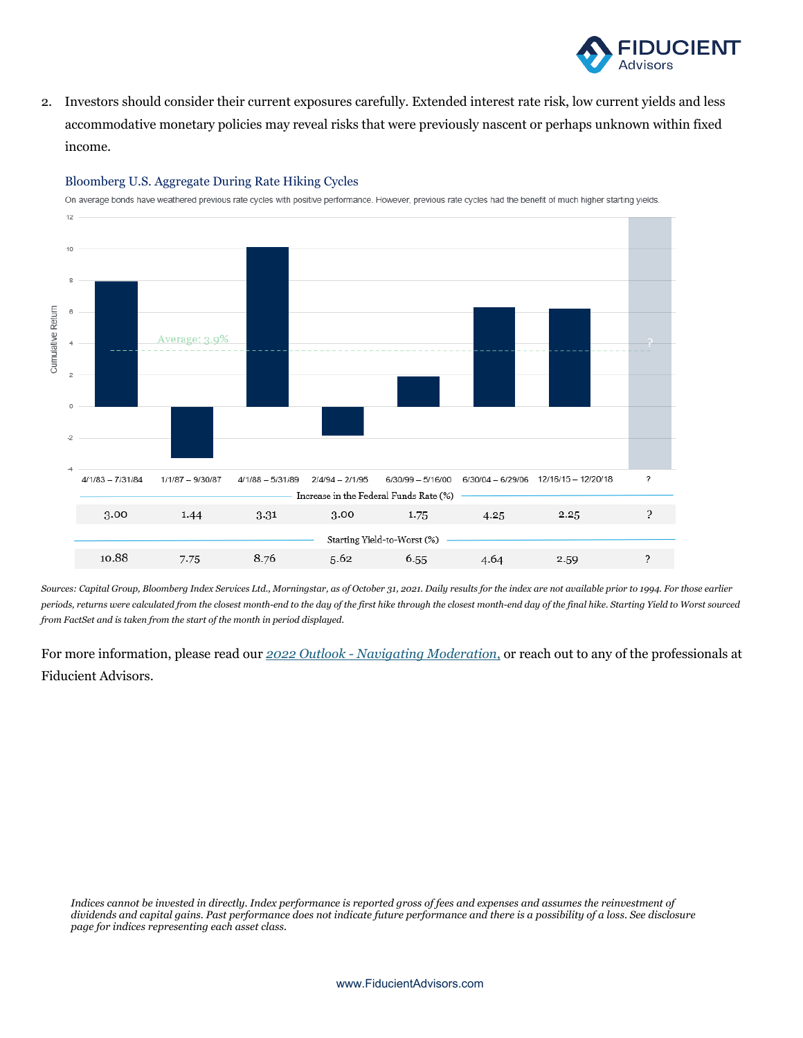2. Investors should consider their current exposures carefully. Extended interest rate risk, low current yields and less accommodative monetary policies may reveal risks that were previously nascent or perhaps unknown within fixed income.

### Bloomberg U.S. Aggregate During Rate Hiking Cycles

On average bonds have weathered previous rate cycles with positive performance. However, previous rate cycles had the benefit of much higher starting yields.

| | 4/1/83 – 7/31/84 | 1/1/87 – 9/30/87 | 4/1/88 – 5/31/89 | 2/4/94 – 2/1/95 | 6/30/99 – 5/16/00 | 6/30/04 – 6/29/06 | 12/16/15 – 12/20/18 | ? |
|---|---|---|---|---|---|---|---|---|
| Increase in the Federal Funds Rate (%) | 3.00 | 1.44 | 3.31 | 3.00 | 1.75 | 4.25 | 2.25 | ? |
| Starting Yield-to-Worst (%) | 10.88 | 7.75 | 8.76 | 5.62 | 6.55 | 4.64 | 2.59 | ? |

Average: 3.9%

*Sources: Capital Group, Bloomberg Index Services Ltd., Morningstar, as of October 31, 2021. Daily results for the index are not available prior to 1994. For those earlier periods, returns were calculated from the closest month-end to the day of the first hike through the closest month-end day of the final hike. Starting Yield to Worst sourced from FactSet and is taken from the start of the month in period displayed.*

For more information, please read our *2022 Outlook - Navigating Moderation,* or reach out to any of the professionals at Fiducient Advisors.

*Indices cannot be invested in directly. Index performance is reported gross of fees and expenses and assumes the reinvestment of dividends and capital gains. Past performance does not indicate future performance and there is a possibility of a loss. See disclosure page for indices representing each asset class.*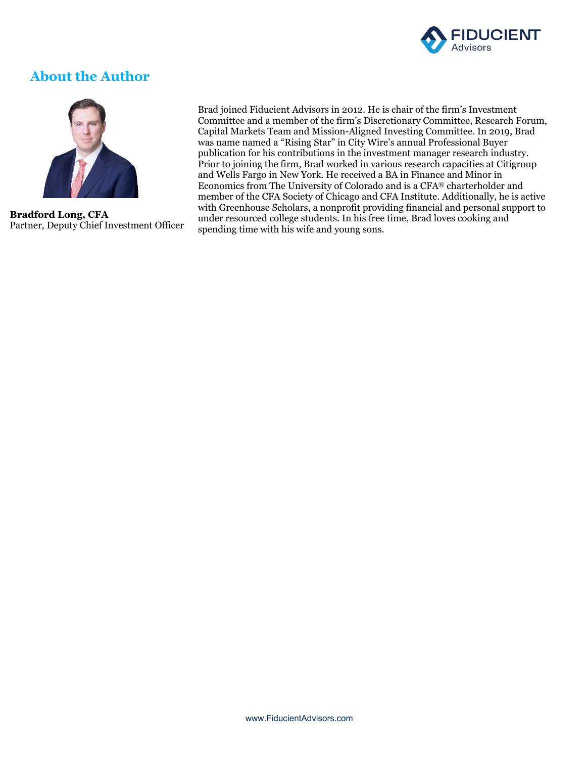## About the Author

**Bradford Long, CFA**
Partner, Deputy Chief Investment Officer

Brad joined Fiducient Advisors in 2012. He is chair of the firm's Investment Committee and a member of the firm's Discretionary Committee, Research Forum, Capital Markets Team and Mission-Aligned Investing Committee. In 2019, Brad was name named a "Rising Star" in City Wire's annual Professional Buyer publication for his contributions in the investment manager research industry. Prior to joining the firm, Brad worked in various research capacities at Citigroup and Wells Fargo in New York. He received a BA in Finance and Minor in Economics from The University of Colorado and is a CFA® charterholder and member of the CFA Society of Chicago and CFA Institute. Additionally, he is active with Greenhouse Scholars, a nonprofit providing financial and personal support to under resourced college students. In his free time, Brad loves cooking and spending time with his wife and young sons.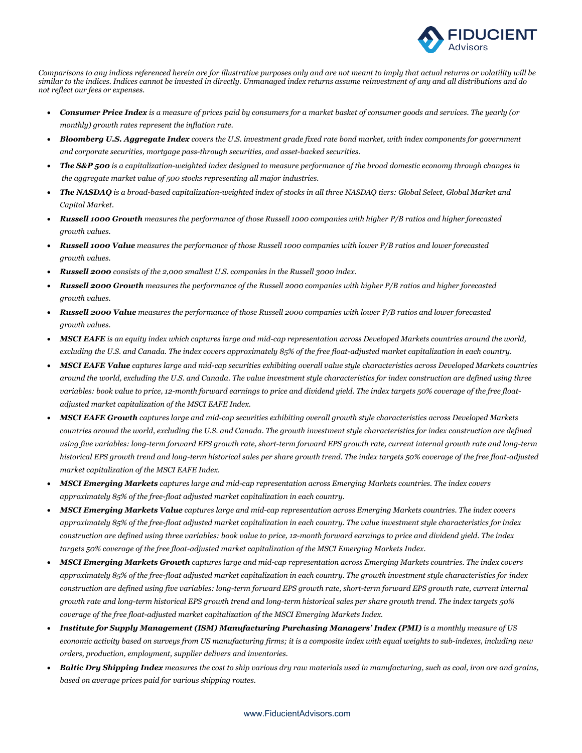*Comparisons to any indices referenced herein are for illustrative purposes only and are not meant to imply that actual returns or volatility will be similar to the indices. Indices cannot be invested in directly. Unmanaged index returns assume reinvestment of any and all distributions and do not reflect our fees or expenses.*

- ***Consumer Price Index*** *is a measure of prices paid by consumers for a market basket of consumer goods and services. The yearly (or monthly) growth rates represent the inflation rate.*
- ***Bloomberg U.S. Aggregate Index*** *covers the U.S. investment grade fixed rate bond market, with index components for government and corporate securities, mortgage pass-through securities, and asset-backed securities.*
- ***The S&P 500*** *is a capitalization-weighted index designed to measure performance of the broad domestic economy through changes in the aggregate market value of 500 stocks representing all major industries.*
- ***The NASDAQ*** *is a broad-based capitalization-weighted index of stocks in all three NASDAQ tiers: Global Select, Global Market and Capital Market.*
- ***Russell 1000 Growth*** *measures the performance of those Russell 1000 companies with higher P/B ratios and higher forecasted growth values.*
- ***Russell 1000 Value*** *measures the performance of those Russell 1000 companies with lower P/B ratios and lower forecasted growth values.*
- ***Russell 2000*** *consists of the 2,000 smallest U.S. companies in the Russell 3000 index.*
- ***Russell 2000 Growth*** *measures the performance of the Russell 2000 companies with higher P/B ratios and higher forecasted growth values.*
- ***Russell 2000 Value*** *measures the performance of those Russell 2000 companies with lower P/B ratios and lower forecasted growth values.*
- ***MSCI EAFE*** *is an equity index which captures large and mid-cap representation across Developed Markets countries around the world, excluding the U.S. and Canada. The index covers approximately 85% of the free float-adjusted market capitalization in each country.*
- ***MSCI EAFE Value*** *captures large and mid-cap securities exhibiting overall value style characteristics across Developed Markets countries around the world, excluding the U.S. and Canada. The value investment style characteristics for index construction are defined using three variables: book value to price, 12-month forward earnings to price and dividend yield. The index targets 50% coverage of the free float-adjusted market capitalization of the MSCI EAFE Index.*
- ***MSCI EAFE Growth*** *captures large and mid-cap securities exhibiting overall growth style characteristics across Developed Markets countries around the world, excluding the U.S. and Canada. The growth investment style characteristics for index construction are defined using five variables: long-term forward EPS growth rate, short-term forward EPS growth rate, current internal growth rate and long-term historical EPS growth trend and long-term historical sales per share growth trend. The index targets 50% coverage of the free float-adjusted market capitalization of the MSCI EAFE Index.*
- ***MSCI Emerging Markets*** *captures large and mid-cap representation across Emerging Markets countries. The index covers approximately 85% of the free-float adjusted market capitalization in each country.*
- ***MSCI Emerging Markets Value*** *captures large and mid-cap representation across Emerging Markets countries. The index covers approximately 85% of the free-float adjusted market capitalization in each country. The value investment style characteristics for index construction are defined using three variables: book value to price, 12-month forward earnings to price and dividend yield. The index targets 50% coverage of the free float-adjusted market capitalization of the MSCI Emerging Markets Index.*
- ***MSCI Emerging Markets Growth*** *captures large and mid-cap representation across Emerging Markets countries. The index covers approximately 85% of the free-float adjusted market capitalization in each country. The growth investment style characteristics for index construction are defined using five variables: long-term forward EPS growth rate, short-term forward EPS growth rate, current internal growth rate and long-term historical EPS growth trend and long-term historical sales per share growth trend. The index targets 50% coverage of the free float-adjusted market capitalization of the MSCI Emerging Markets Index.*
- ***Institute for Supply Management (ISM) Manufacturing Purchasing Managers' Index (PMI)*** *is a monthly measure of US economic activity based on surveys from US manufacturing firms; it is a composite index with equal weights to sub-indexes, including new orders, production, employment, supplier delivers and inventories.*
- ***Baltic Dry Shipping Index*** *measures the cost to ship various dry raw materials used in manufacturing, such as coal, iron ore and grains, based on average prices paid for various shipping routes.*